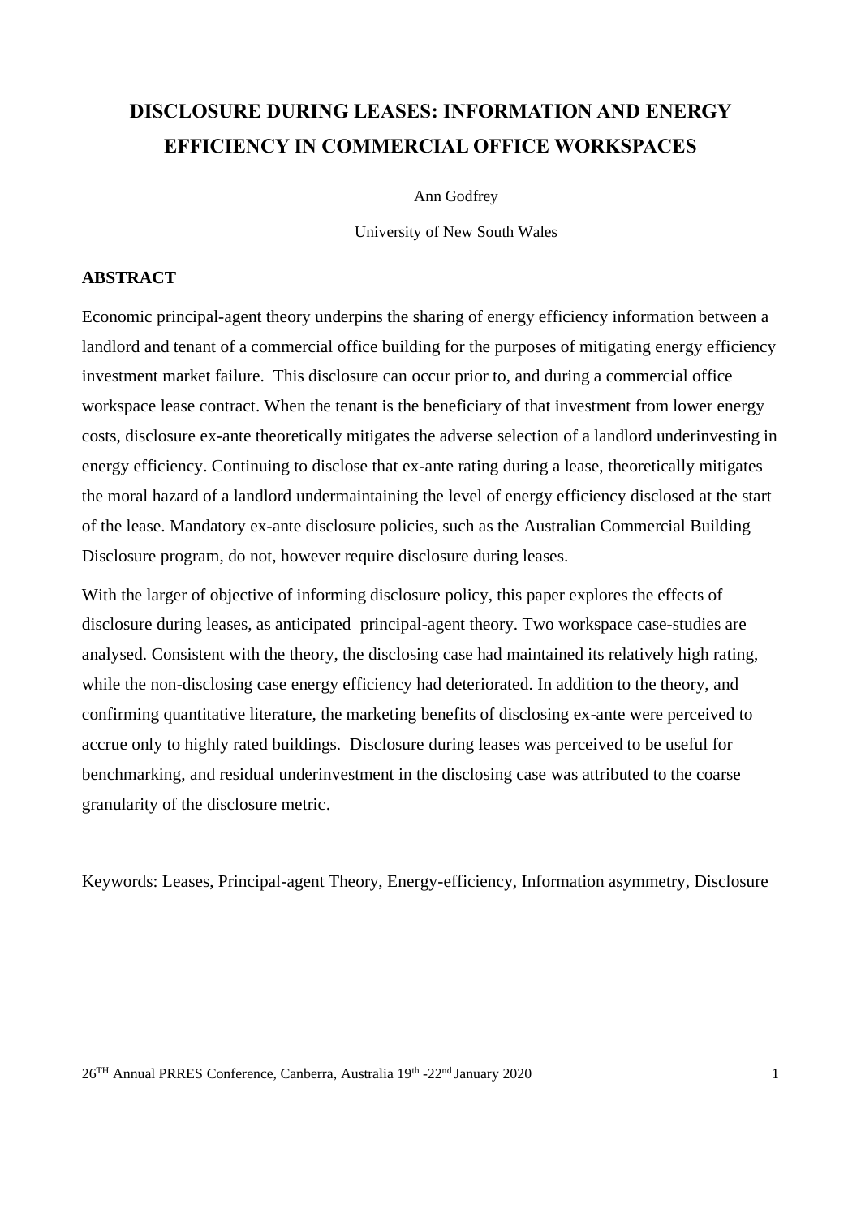# DISCLOSURE DURING LEASES: INFORMATION AND ENERGY EFFICIENCY IN COMMERCIAL OFFICE WORKSPACES

Ann Godfrey

University of New South Wales

## ABSTRACT

Economic principal-agent theory underpins the sharing of energy efficiency information between a landlord and tenant of a commercial office building for the purposes of mitigating energy efficiency investment market failure. This disclosure can occur prior to, and during a commercial office workspace lease contract. When the tenant is the beneficiary of that investment from lower energy costs, disclosure ex-ante theoretically mitigates the adverse selection of a landlord underinvesting in energy efficiency. Continuing to disclose that ex-ante rating during a lease, theoretically mitigates the moral hazard of a landlord undermaintaining the level of energy efficiency disclosed at the start of the lease. Mandatory ex-ante disclosure policies, such as the Australian Commercial Building Disclosure program, do not, however require disclosure during leases.

With the larger of objective of informing disclosure policy, this paper explores the effects of disclosure during leases, as anticipated principal-agent theory. Two workspace case-studies are analysed. Consistent with the theory, the disclosing case had maintained its relatively high rating, while the non-disclosing case energy efficiency had deteriorated. In addition to the theory, and confirming quantitative literature, the marketing benefits of disclosing ex-ante were perceived to accrue only to highly rated buildings. Disclosure during leases was perceived to be useful for benchmarking, and residual underinvestment in the disclosing case was attributed to the coarse granularity of the disclosure metric.

Keywords: Leases, Principal-agent Theory, Energy-efficiency, Information asymmetry, Disclosure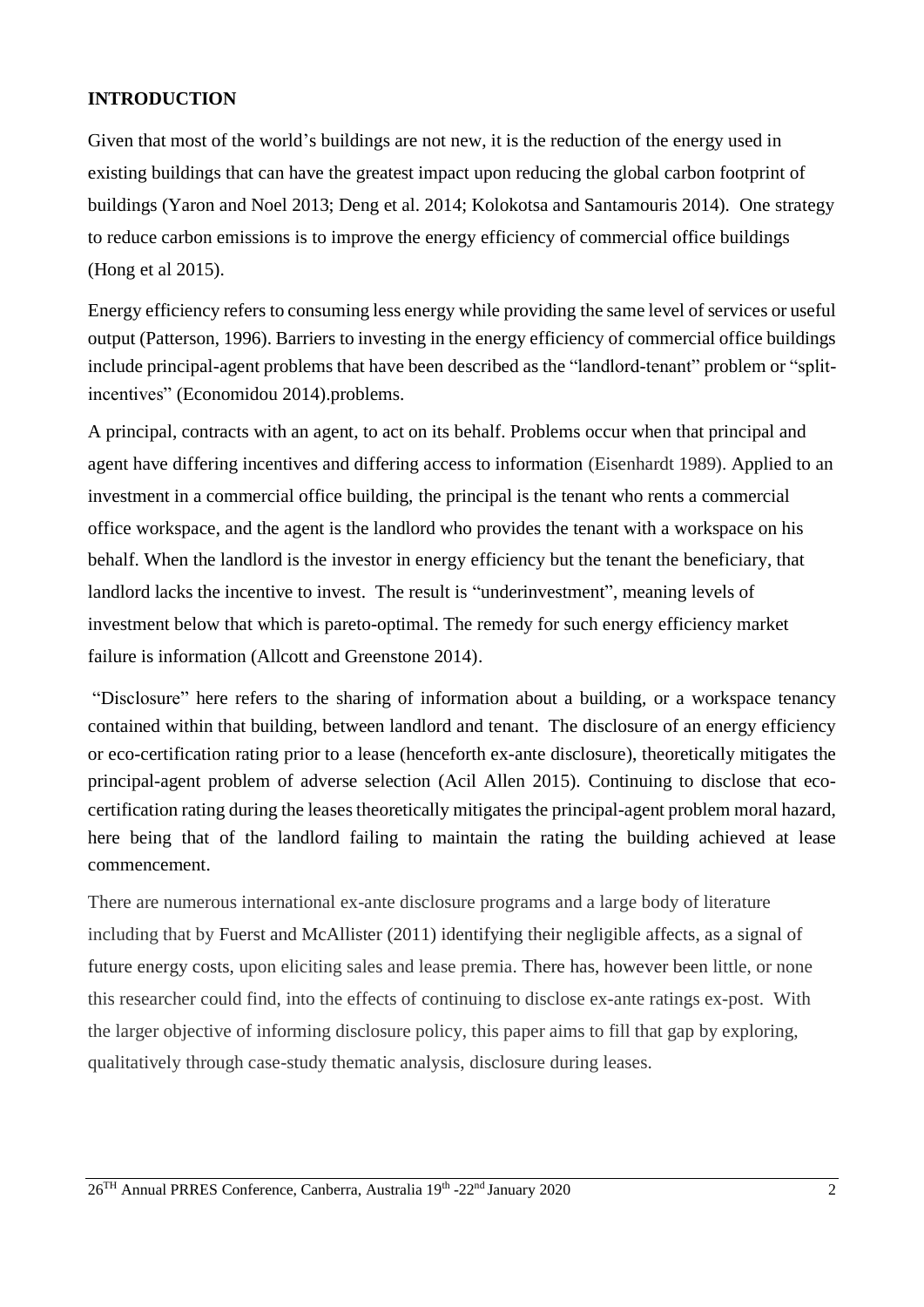## INTRODUCTION

Given that most of the world's buildings are not new, it is the reduction of the energy used in existing buildings that can have the greatest impact upon reducing the global carbon footprint of buildings (Yaron and Noel 2013; Deng et al. 2014; Kolokotsa and Santamouris 2014). One strategy to reduce carbon emissions is to improve the energy efficiency of commercial office buildings (Hong et al 2015).

Energy efficiency refers to consuming less energy while providing the same level of services or useful output (Patterson, 1996). Barriers to investing in the energy efficiency of commercial office buildings include principal-agent problems that have been described as the "landlord-tenant" problem or "split-incentives" (Economidou 2014).problems.

A principal, contracts with an agent, to act on its behalf. Problems occur when that principal and agent have differing incentives and differing access to information (Eisenhardt 1989). Applied to an investment in a commercial office building, the principal is the tenant who rents a commercial office workspace, and the agent is the landlord who provides the tenant with a workspace on his behalf. When the landlord is the investor in energy efficiency but the tenant the beneficiary, that landlord lacks the incentive to invest. The result is "underinvestment", meaning levels of investment below that which is pareto-optimal. The remedy for such energy efficiency market failure is information (Allcott and Greenstone 2014).

"Disclosure" here refers to the sharing of information about a building, or a workspace tenancy contained within that building, between landlord and tenant. The disclosure of an energy efficiency or eco-certification rating prior to a lease (henceforth ex-ante disclosure), theoretically mitigates the principal-agent problem of adverse selection (Acil Allen 2015). Continuing to disclose that eco-certification rating during the leases theoretically mitigates the principal-agent problem moral hazard, here being that of the landlord failing to maintain the rating the building achieved at lease commencement.

There are numerous international ex-ante disclosure programs and a large body of literature including that by Fuerst and McAllister (2011) identifying their negligible affects, as a signal of future energy costs, upon eliciting sales and lease premia. There has, however been little, or none this researcher could find, into the effects of continuing to disclose ex-ante ratings ex-post. With the larger objective of informing disclosure policy, this paper aims to fill that gap by exploring, qualitatively through case-study thematic analysis, disclosure during leases.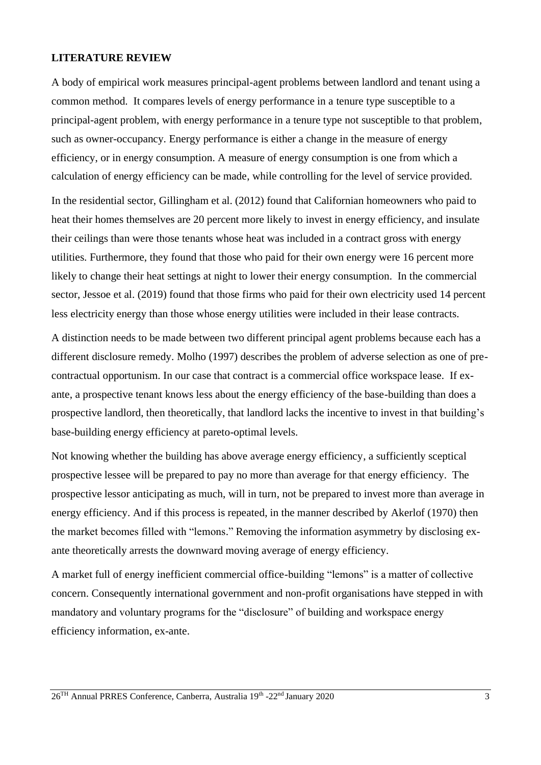## LITERATURE REVIEW

A body of empirical work measures principal-agent problems between landlord and tenant using a common method. It compares levels of energy performance in a tenure type susceptible to a principal-agent problem, with energy performance in a tenure type not susceptible to that problem, such as owner-occupancy. Energy performance is either a change in the measure of energy efficiency, or in energy consumption. A measure of energy consumption is one from which a calculation of energy efficiency can be made, while controlling for the level of service provided.

In the residential sector, Gillingham et al. (2012) found that Californian homeowners who paid to heat their homes themselves are 20 percent more likely to invest in energy efficiency, and insulate their ceilings than were those tenants whose heat was included in a contract gross with energy utilities. Furthermore, they found that those who paid for their own energy were 16 percent more likely to change their heat settings at night to lower their energy consumption. In the commercial sector, Jessoe et al. (2019) found that those firms who paid for their own electricity used 14 percent less electricity energy than those whose energy utilities were included in their lease contracts.

A distinction needs to be made between two different principal agent problems because each has a different disclosure remedy. Molho (1997) describes the problem of adverse selection as one of pre-contractual opportunism. In our case that contract is a commercial office workspace lease. If ex-ante, a prospective tenant knows less about the energy efficiency of the base-building than does a prospective landlord, then theoretically, that landlord lacks the incentive to invest in that building's base-building energy efficiency at pareto-optimal levels.

Not knowing whether the building has above average energy efficiency, a sufficiently sceptical prospective lessee will be prepared to pay no more than average for that energy efficiency. The prospective lessor anticipating as much, will in turn, not be prepared to invest more than average in energy efficiency. And if this process is repeated, in the manner described by Akerlof (1970) then the market becomes filled with "lemons." Removing the information asymmetry by disclosing ex-ante theoretically arrests the downward moving average of energy efficiency.

A market full of energy inefficient commercial office-building "lemons" is a matter of collective concern. Consequently international government and non-profit organisations have stepped in with mandatory and voluntary programs for the "disclosure" of building and workspace energy efficiency information, ex-ante.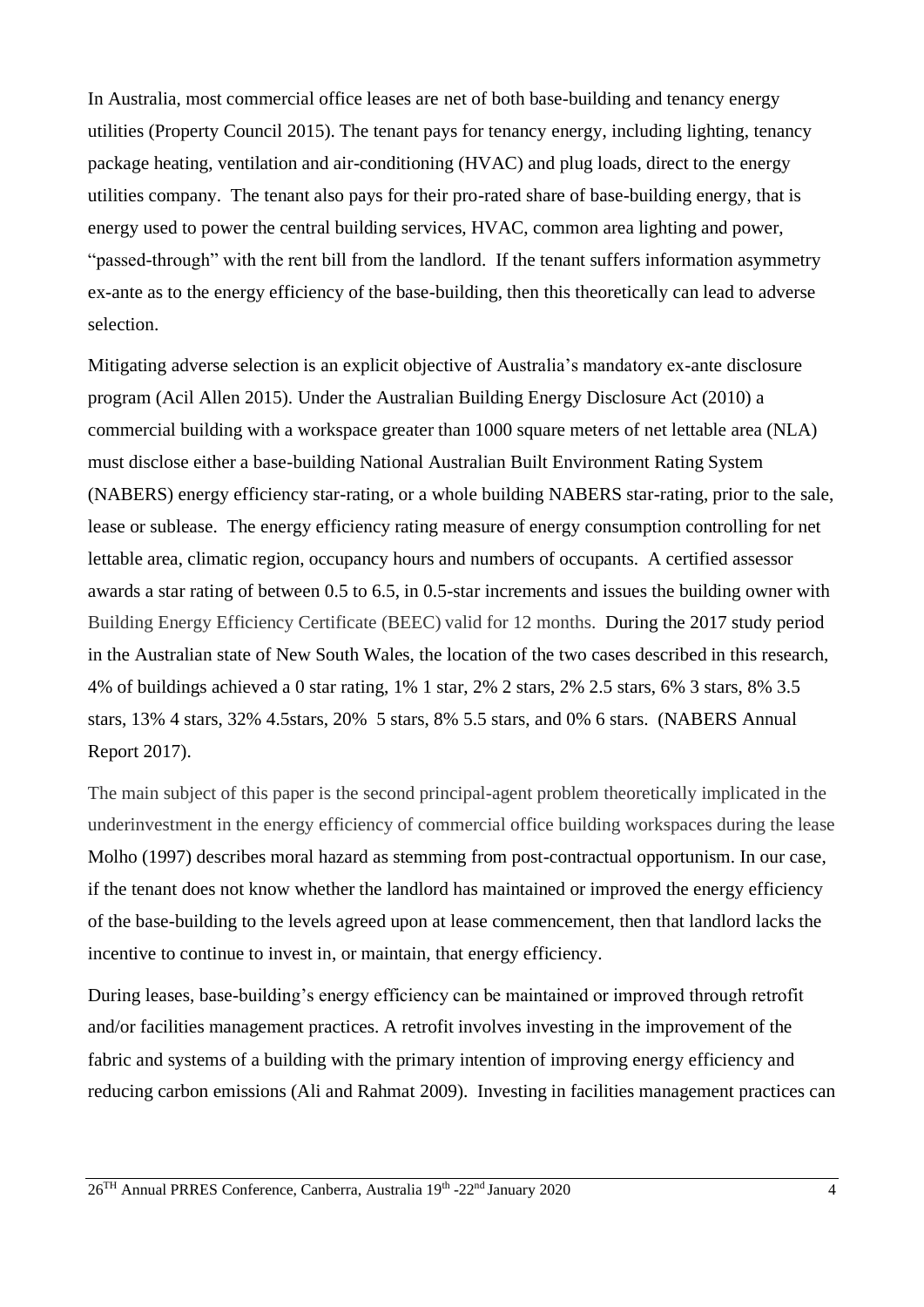In Australia, most commercial office leases are net of both base-building and tenancy energy utilities (Property Council 2015). The tenant pays for tenancy energy, including lighting, tenancy package heating, ventilation and air-conditioning (HVAC) and plug loads, direct to the energy utilities company. The tenant also pays for their pro-rated share of base-building energy, that is energy used to power the central building services, HVAC, common area lighting and power, "passed-through" with the rent bill from the landlord. If the tenant suffers information asymmetry ex-ante as to the energy efficiency of the base-building, then this theoretically can lead to adverse selection.

Mitigating adverse selection is an explicit objective of Australia's mandatory ex-ante disclosure program (Acil Allen 2015). Under the Australian Building Energy Disclosure Act (2010) a commercial building with a workspace greater than 1000 square meters of net lettable area (NLA) must disclose either a base-building National Australian Built Environment Rating System (NABERS) energy efficiency star-rating, or a whole building NABERS star-rating, prior to the sale, lease or sublease. The energy efficiency rating measure of energy consumption controlling for net lettable area, climatic region, occupancy hours and numbers of occupants. A certified assessor awards a star rating of between 0.5 to 6.5, in 0.5-star increments and issues the building owner with Building Energy Efficiency Certificate (BEEC) valid for 12 months. During the 2017 study period in the Australian state of New South Wales, the location of the two cases described in this research, 4% of buildings achieved a 0 star rating, 1% 1 star, 2% 2 stars, 2% 2.5 stars, 6% 3 stars, 8% 3.5 stars, 13% 4 stars, 32% 4.5stars, 20% 5 stars, 8% 5.5 stars, and 0% 6 stars. (NABERS Annual Report 2017).

The main subject of this paper is the second principal-agent problem theoretically implicated in the underinvestment in the energy efficiency of commercial office building workspaces during the lease Molho (1997) describes moral hazard as stemming from post-contractual opportunism. In our case, if the tenant does not know whether the landlord has maintained or improved the energy efficiency of the base-building to the levels agreed upon at lease commencement, then that landlord lacks the incentive to continue to invest in, or maintain, that energy efficiency.

During leases, base-building's energy efficiency can be maintained or improved through retrofit and/or facilities management practices. A retrofit involves investing in the improvement of the fabric and systems of a building with the primary intention of improving energy efficiency and reducing carbon emissions (Ali and Rahmat 2009). Investing in facilities management practices can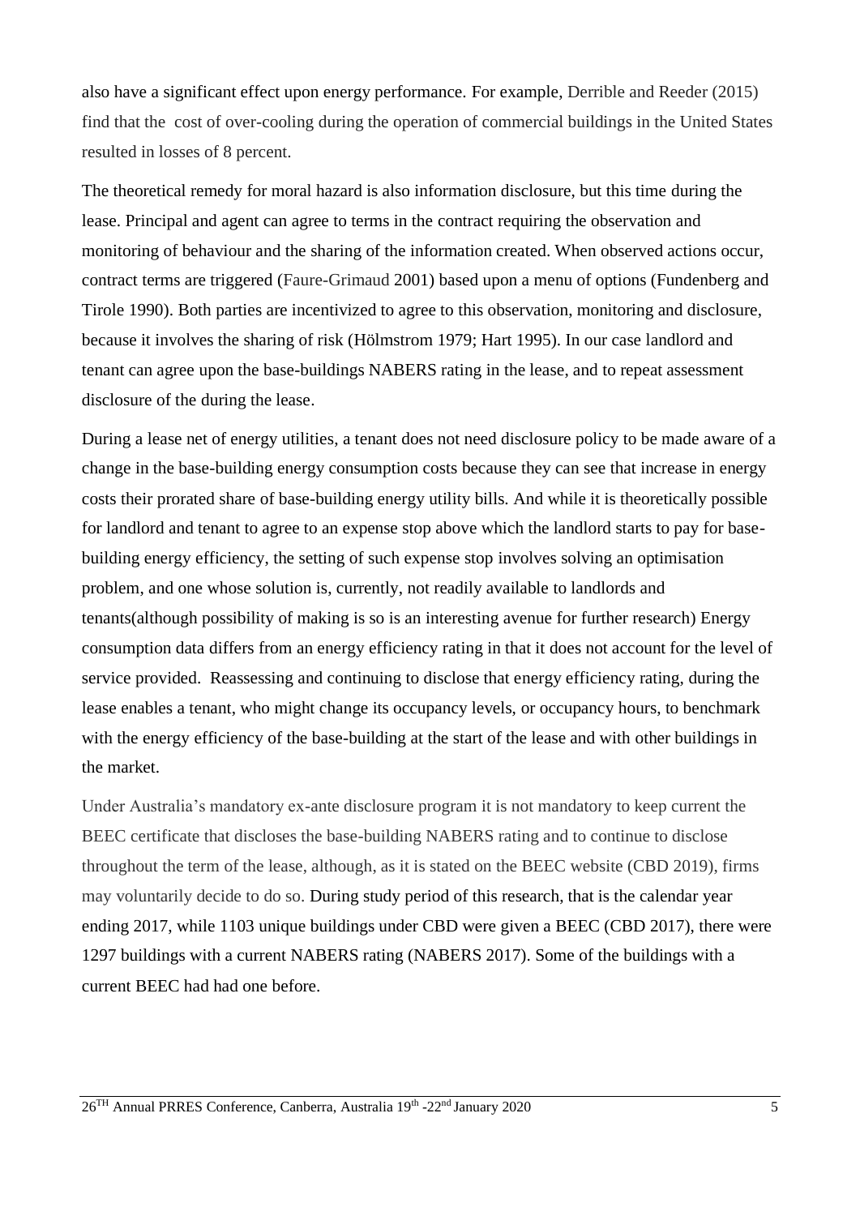also have a significant effect upon energy performance. For example, Derrible and Reeder (2015) find that the  cost of over-cooling during the operation of commercial buildings in the United States resulted in losses of 8 percent.

The theoretical remedy for moral hazard is also information disclosure, but this time during the lease. Principal and agent can agree to terms in the contract requiring the observation and monitoring of behaviour and the sharing of the information created. When observed actions occur, contract terms are triggered (Faure-Grimaud 2001) based upon a menu of options (Fundenberg and Tirole 1990). Both parties are incentivized to agree to this observation, monitoring and disclosure, because it involves the sharing of risk (Hölmstrom 1979; Hart 1995). In our case landlord and tenant can agree upon the base-buildings NABERS rating in the lease, and to repeat assessment disclosure of the during the lease.

During a lease net of energy utilities, a tenant does not need disclosure policy to be made aware of a change in the base-building energy consumption costs because they can see that increase in energy costs their prorated share of base-building energy utility bills. And while it is theoretically possible for landlord and tenant to agree to an expense stop above which the landlord starts to pay for base-building energy efficiency, the setting of such expense stop involves solving an optimisation problem, and one whose solution is, currently, not readily available to landlords and tenants(although possibility of making is so is an interesting avenue for further research) Energy consumption data differs from an energy efficiency rating in that it does not account for the level of service provided.  Reassessing and continuing to disclose that energy efficiency rating, during the lease enables a tenant, who might change its occupancy levels, or occupancy hours, to benchmark with the energy efficiency of the base-building at the start of the lease and with other buildings in the market.

Under Australia's mandatory ex-ante disclosure program it is not mandatory to keep current the BEEC certificate that discloses the base-building NABERS rating and to continue to disclose throughout the term of the lease, although, as it is stated on the BEEC website (CBD 2019), firms may voluntarily decide to do so. During study period of this research, that is the calendar year ending 2017, while 1103 unique buildings under CBD were given a BEEC (CBD 2017), there were 1297 buildings with a current NABERS rating (NABERS 2017). Some of the buildings with a current BEEC had had one before.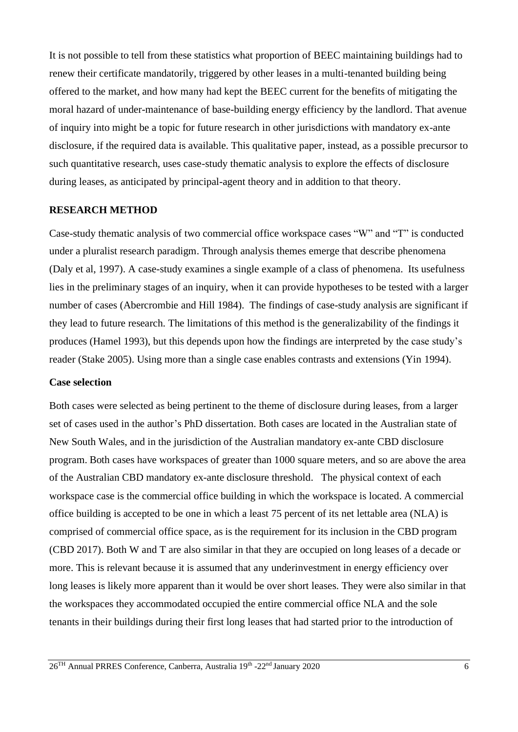It is not possible to tell from these statistics what proportion of BEEC maintaining buildings had to renew their certificate mandatorily, triggered by other leases in a multi-tenanted building being offered to the market, and how many had kept the BEEC current for the benefits of mitigating the moral hazard of under-maintenance of base-building energy efficiency by the landlord. That avenue of inquiry into might be a topic for future research in other jurisdictions with mandatory ex-ante disclosure, if the required data is available. This qualitative paper, instead, as a possible precursor to such quantitative research, uses case-study thematic analysis to explore the effects of disclosure during leases, as anticipated by principal-agent theory and in addition to that theory.

## RESEARCH METHOD

Case-study thematic analysis of two commercial office workspace cases "W" and "T" is conducted under a pluralist research paradigm. Through analysis themes emerge that describe phenomena (Daly et al, 1997). A case-study examines a single example of a class of phenomena. Its usefulness lies in the preliminary stages of an inquiry, when it can provide hypotheses to be tested with a larger number of cases (Abercrombie and Hill 1984). The findings of case-study analysis are significant if they lead to future research. The limitations of this method is the generalizability of the findings it produces (Hamel 1993), but this depends upon how the findings are interpreted by the case study's reader (Stake 2005). Using more than a single case enables contrasts and extensions (Yin 1994).

### Case selection

Both cases were selected as being pertinent to the theme of disclosure during leases, from a larger set of cases used in the author's PhD dissertation. Both cases are located in the Australian state of New South Wales, and in the jurisdiction of the Australian mandatory ex-ante CBD disclosure program. Both cases have workspaces of greater than 1000 square meters, and so are above the area of the Australian CBD mandatory ex-ante disclosure threshold. The physical context of each workspace case is the commercial office building in which the workspace is located. A commercial office building is accepted to be one in which a least 75 percent of its net lettable area (NLA) is comprised of commercial office space, as is the requirement for its inclusion in the CBD program (CBD 2017). Both W and T are also similar in that they are occupied on long leases of a decade or more. This is relevant because it is assumed that any underinvestment in energy efficiency over long leases is likely more apparent than it would be over short leases. They were also similar in that the workspaces they accommodated occupied the entire commercial office NLA and the sole tenants in their buildings during their first long leases that had started prior to the introduction of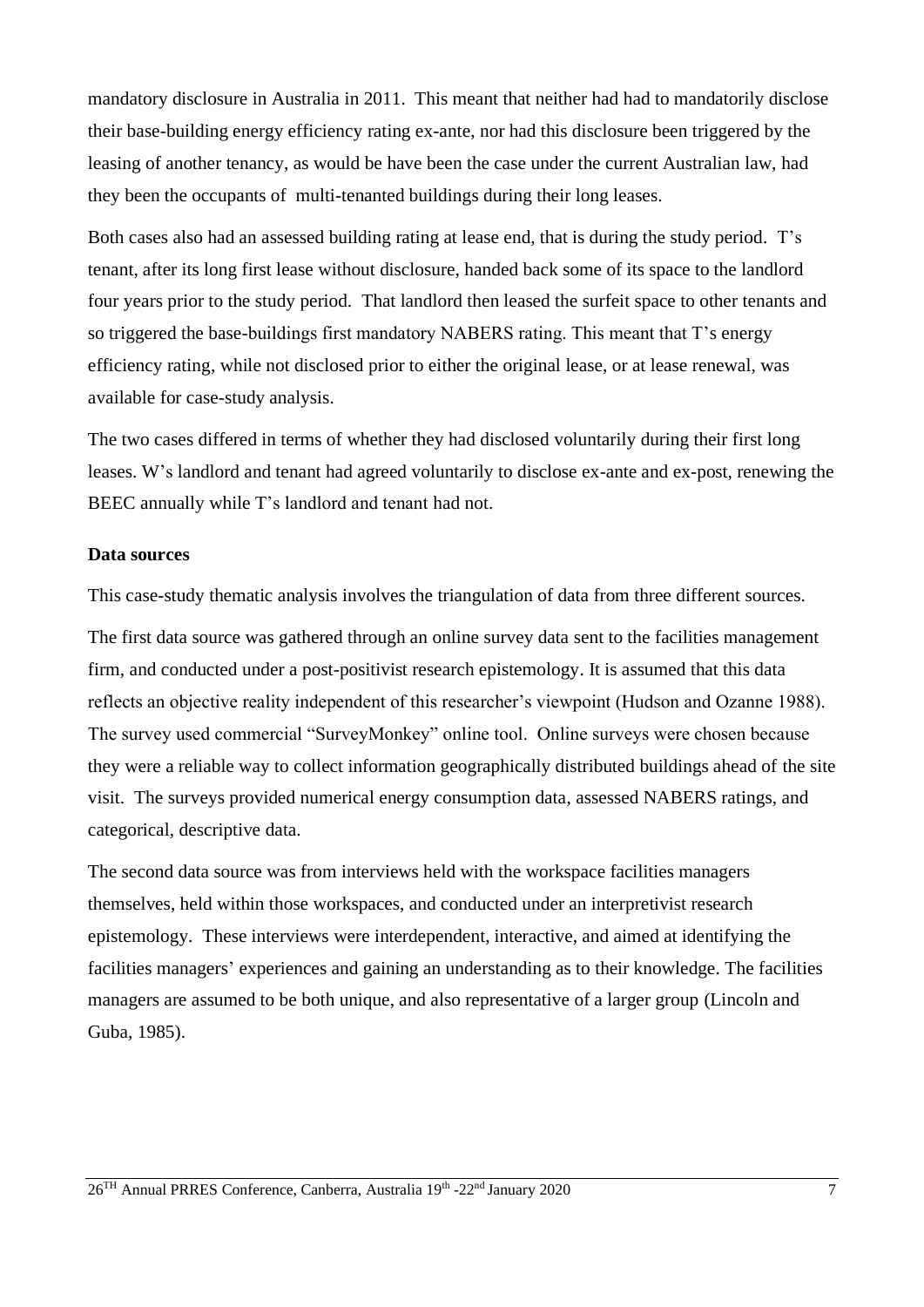mandatory disclosure in Australia in 2011. This meant that neither had had to mandatorily disclose their base-building energy efficiency rating ex-ante, nor had this disclosure been triggered by the leasing of another tenancy, as would be have been the case under the current Australian law, had they been the occupants of multi-tenanted buildings during their long leases.

Both cases also had an assessed building rating at lease end, that is during the study period. T's tenant, after its long first lease without disclosure, handed back some of its space to the landlord four years prior to the study period. That landlord then leased the surfeit space to other tenants and so triggered the base-buildings first mandatory NABERS rating. This meant that T's energy efficiency rating, while not disclosed prior to either the original lease, or at lease renewal, was available for case-study analysis.

The two cases differed in terms of whether they had disclosed voluntarily during their first long leases. W's landlord and tenant had agreed voluntarily to disclose ex-ante and ex-post, renewing the BEEC annually while T's landlord and tenant had not.

**Data sources**

This case-study thematic analysis involves the triangulation of data from three different sources.

The first data source was gathered through an online survey data sent to the facilities management firm, and conducted under a post-positivist research epistemology. It is assumed that this data reflects an objective reality independent of this researcher's viewpoint (Hudson and Ozanne 1988). The survey used commercial "SurveyMonkey" online tool. Online surveys were chosen because they were a reliable way to collect information geographically distributed buildings ahead of the site visit. The surveys provided numerical energy consumption data, assessed NABERS ratings, and categorical, descriptive data.

The second data source was from interviews held with the workspace facilities managers themselves, held within those workspaces, and conducted under an interpretivist research epistemology. These interviews were interdependent, interactive, and aimed at identifying the facilities managers' experiences and gaining an understanding as to their knowledge. The facilities managers are assumed to be both unique, and also representative of a larger group (Lincoln and Guba, 1985).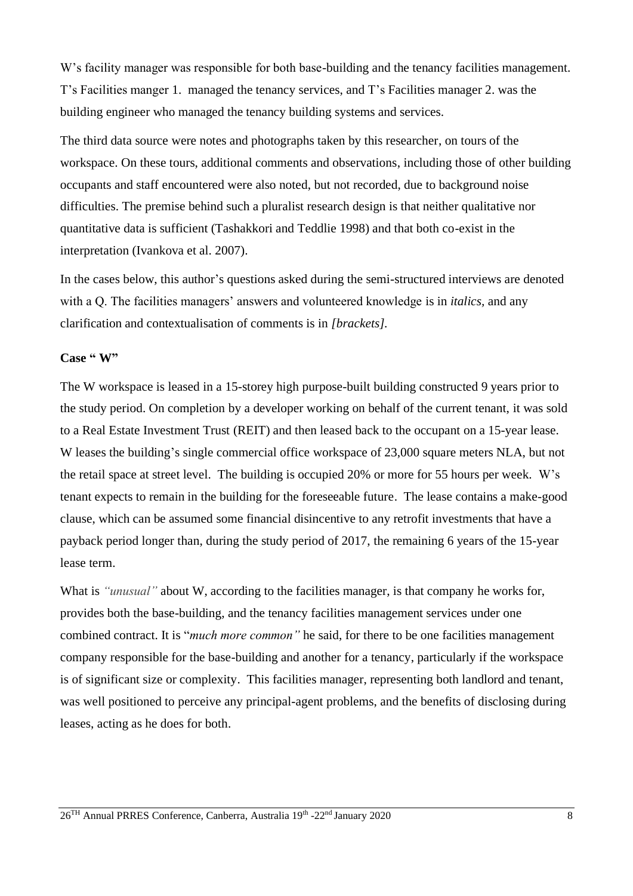W's facility manager was responsible for both base-building and the tenancy facilities management. T's Facilities manger 1. managed the tenancy services, and T's Facilities manager 2. was the building engineer who managed the tenancy building systems and services.

The third data source were notes and photographs taken by this researcher, on tours of the workspace. On these tours, additional comments and observations, including those of other building occupants and staff encountered were also noted, but not recorded, due to background noise difficulties. The premise behind such a pluralist research design is that neither qualitative nor quantitative data is sufficient (Tashakkori and Teddlie 1998) and that both co-exist in the interpretation (Ivankova et al. 2007).

In the cases below, this author's questions asked during the semi-structured interviews are denoted with a Q. The facilities managers' answers and volunteered knowledge is in *italics*, and any clarification and contextualisation of comments is in *[brackets]*.

**Case " W"**

The W workspace is leased in a 15-storey high purpose-built building constructed 9 years prior to the study period. On completion by a developer working on behalf of the current tenant, it was sold to a Real Estate Investment Trust (REIT) and then leased back to the occupant on a 15-year lease. W leases the building's single commercial office workspace of 23,000 square meters NLA, but not the retail space at street level. The building is occupied 20% or more for 55 hours per week. W's tenant expects to remain in the building for the foreseeable future. The lease contains a make-good clause, which can be assumed some financial disincentive to any retrofit investments that have a payback period longer than, during the study period of 2017, the remaining 6 years of the 15-year lease term.

What is *"unusual"* about W, according to the facilities manager, is that company he works for, provides both the base-building, and the tenancy facilities management services under one combined contract. It is "*much more common"* he said, for there to be one facilities management company responsible for the base-building and another for a tenancy, particularly if the workspace is of significant size or complexity. This facilities manager, representing both landlord and tenant, was well positioned to perceive any principal-agent problems, and the benefits of disclosing during leases, acting as he does for both.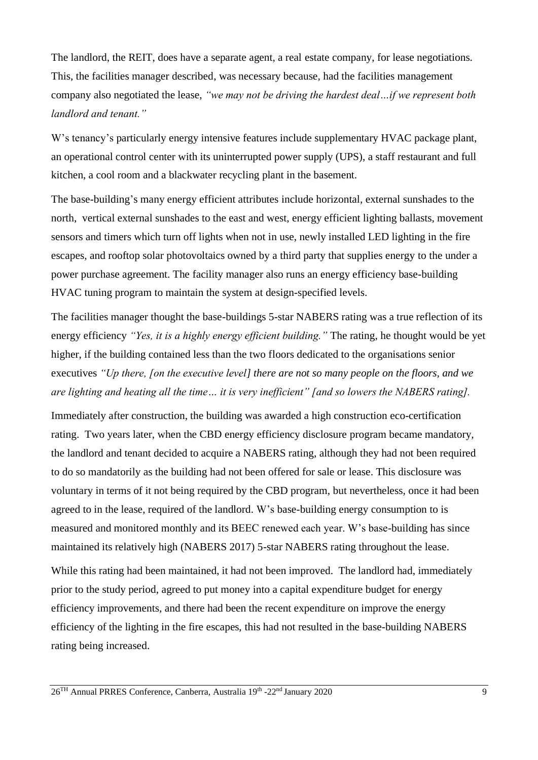The landlord, the REIT, does have a separate agent, a real estate company, for lease negotiations. This, the facilities manager described, was necessary because, had the facilities management company also negotiated the lease, *"we may not be driving the hardest deal…if we represent both landlord and tenant."*

W's tenancy's particularly energy intensive features include supplementary HVAC package plant, an operational control center with its uninterrupted power supply (UPS), a staff restaurant and full kitchen, a cool room and a blackwater recycling plant in the basement.

The base-building's many energy efficient attributes include horizontal, external sunshades to the north, vertical external sunshades to the east and west, energy efficient lighting ballasts, movement sensors and timers which turn off lights when not in use, newly installed LED lighting in the fire escapes, and rooftop solar photovoltaics owned by a third party that supplies energy to the under a power purchase agreement. The facility manager also runs an energy efficiency base-building HVAC tuning program to maintain the system at design-specified levels.

The facilities manager thought the base-buildings 5-star NABERS rating was a true reflection of its energy efficiency *"Yes, it is a highly energy efficient building."* The rating, he thought would be yet higher, if the building contained less than the two floors dedicated to the organisations senior executives *"Up there, [on the executive level] there are not so many people on the floors, and we are lighting and heating all the time… it is very inefficient" [and so lowers the NABERS rating].*

Immediately after construction, the building was awarded a high construction eco-certification rating. Two years later, when the CBD energy efficiency disclosure program became mandatory, the landlord and tenant decided to acquire a NABERS rating, although they had not been required to do so mandatorily as the building had not been offered for sale or lease. This disclosure was voluntary in terms of it not being required by the CBD program, but nevertheless, once it had been agreed to in the lease, required of the landlord. W's base-building energy consumption to is measured and monitored monthly and its BEEC renewed each year. W's base-building has since maintained its relatively high (NABERS 2017) 5-star NABERS rating throughout the lease.

While this rating had been maintained, it had not been improved. The landlord had, immediately prior to the study period, agreed to put money into a capital expenditure budget for energy efficiency improvements, and there had been the recent expenditure on improve the energy efficiency of the lighting in the fire escapes, this had not resulted in the base-building NABERS rating being increased.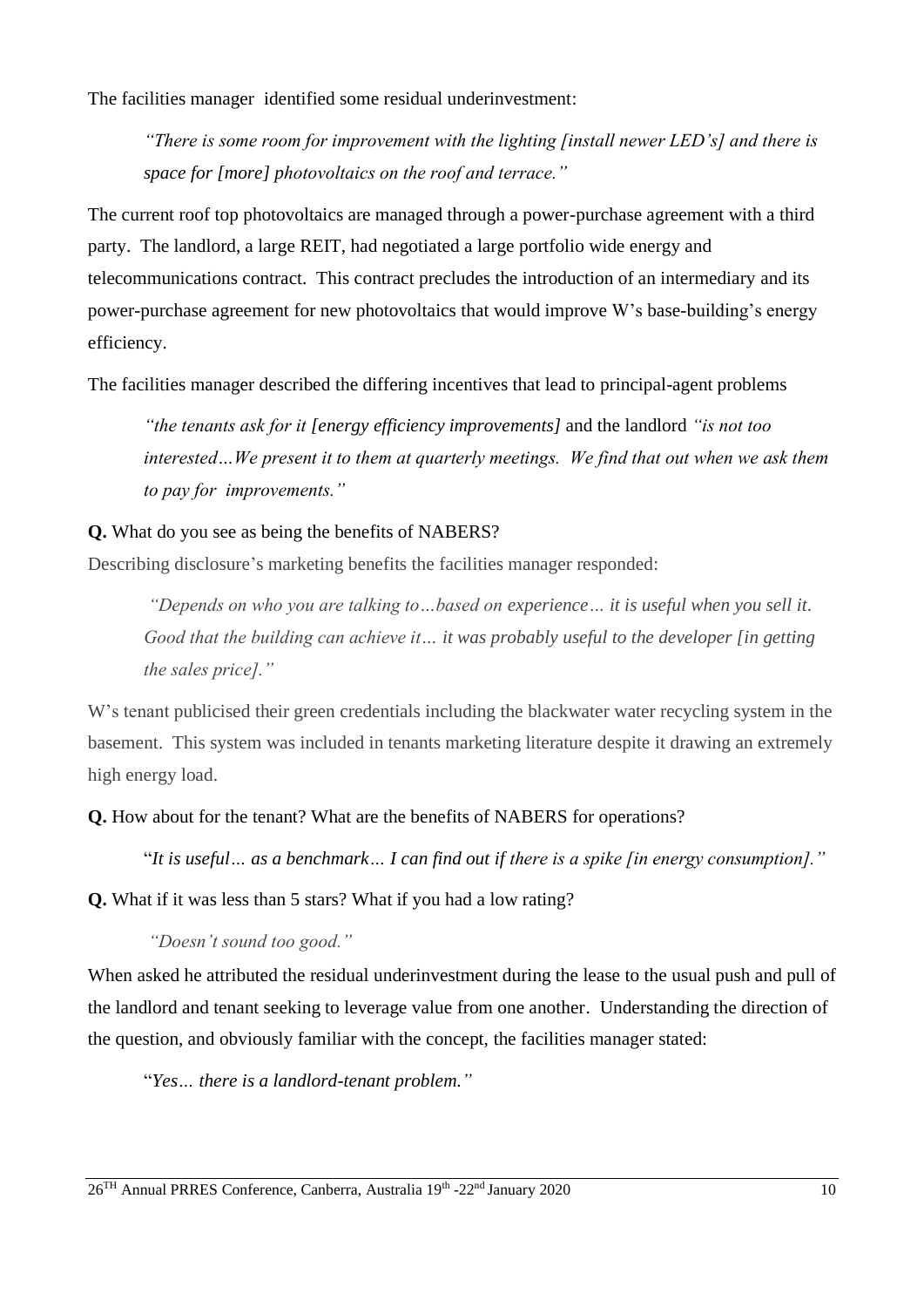The facilities manager  identified some residual underinvestment:

> *"There is some room for improvement with the lighting [install newer LED's] and there is space for [more] photovoltaics on the roof and terrace."*

The current roof top photovoltaics are managed through a power-purchase agreement with a third party. The landlord, a large REIT, had negotiated a large portfolio wide energy and telecommunications contract. This contract precludes the introduction of an intermediary and its power-purchase agreement for new photovoltaics that would improve W's base-building's energy efficiency.

The facilities manager described the differing incentives that lead to principal-agent problems

> *"the tenants ask for it [energy efficiency improvements]* and the landlord *"is not too interested…We present it to them at quarterly meetings. We find that out when we ask them to pay for improvements."*

**Q.** What do you see as being the benefits of NABERS?

Describing disclosure's marketing benefits the facilities manager responded:

> *"Depends on who you are talking to…based on experience… it is useful when you sell it. Good that the building can achieve it… it was probably useful to the developer [in getting the sales price]."*

W's tenant publicised their green credentials including the blackwater water recycling system in the basement. This system was included in tenants marketing literature despite it drawing an extremely high energy load.

**Q.** How about for the tenant? What are the benefits of NABERS for operations?

> "*It is useful… as a benchmark… I can find out if there is a spike [in energy consumption]."*

**Q.** What if it was less than 5 stars? What if you had a low rating?

> *"Doesn't sound too good."*

When asked he attributed the residual underinvestment during the lease to the usual push and pull of the landlord and tenant seeking to leverage value from one another. Understanding the direction of the question, and obviously familiar with the concept, the facilities manager stated:

> "*Yes… there is a landlord-tenant problem."*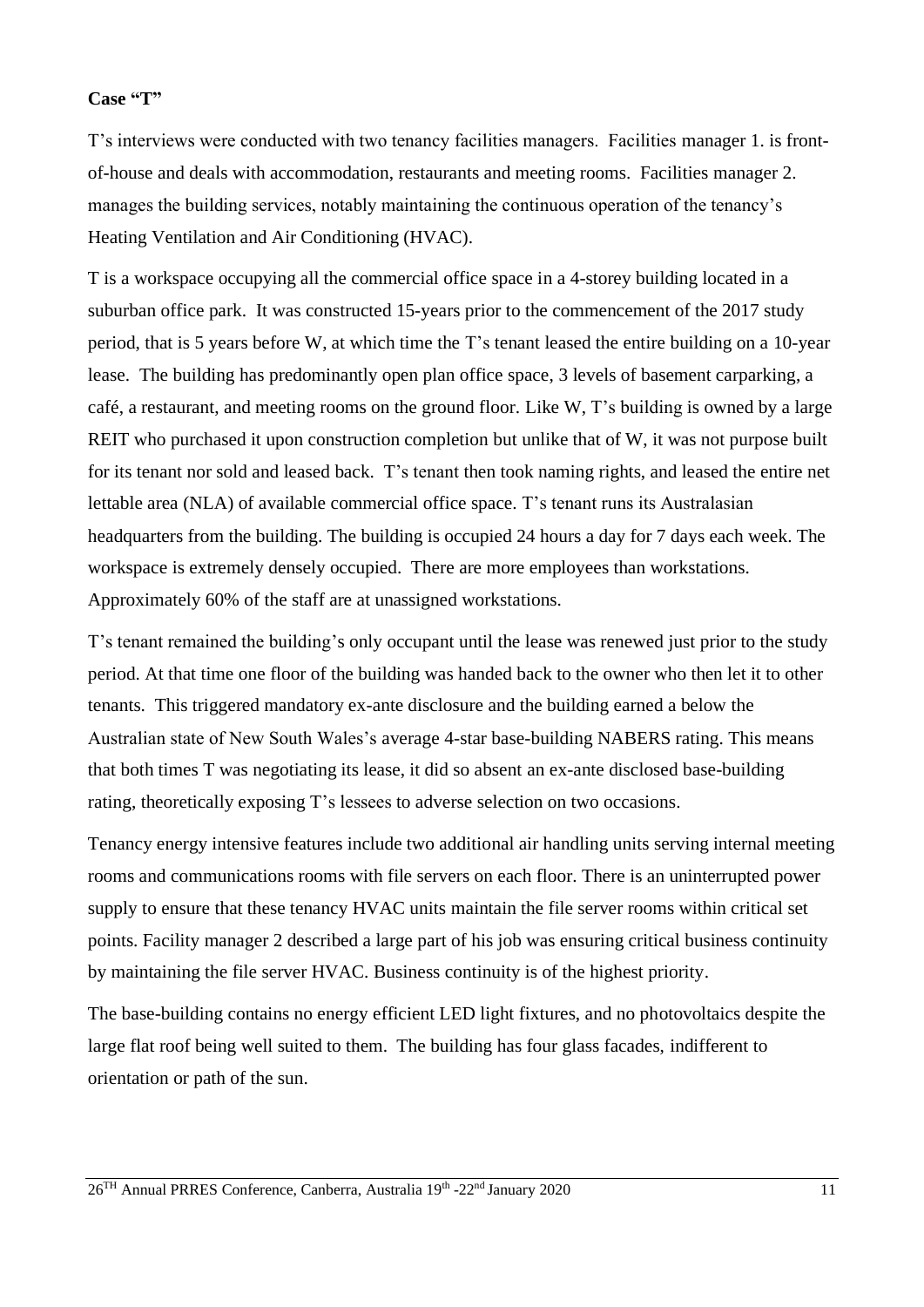**Case "T"**

T's interviews were conducted with two tenancy facilities managers. Facilities manager 1. is front-of-house and deals with accommodation, restaurants and meeting rooms. Facilities manager 2. manages the building services, notably maintaining the continuous operation of the tenancy's Heating Ventilation and Air Conditioning (HVAC).

T is a workspace occupying all the commercial office space in a 4-storey building located in a suburban office park. It was constructed 15-years prior to the commencement of the 2017 study period, that is 5 years before W, at which time the T's tenant leased the entire building on a 10-year lease. The building has predominantly open plan office space, 3 levels of basement carparking, a café, a restaurant, and meeting rooms on the ground floor. Like W, T's building is owned by a large REIT who purchased it upon construction completion but unlike that of W, it was not purpose built for its tenant nor sold and leased back. T's tenant then took naming rights, and leased the entire net lettable area (NLA) of available commercial office space. T's tenant runs its Australasian headquarters from the building. The building is occupied 24 hours a day for 7 days each week. The workspace is extremely densely occupied. There are more employees than workstations. Approximately 60% of the staff are at unassigned workstations.

T's tenant remained the building's only occupant until the lease was renewed just prior to the study period. At that time one floor of the building was handed back to the owner who then let it to other tenants. This triggered mandatory ex-ante disclosure and the building earned a below the Australian state of New South Wales's average 4-star base-building NABERS rating. This means that both times T was negotiating its lease, it did so absent an ex-ante disclosed base-building rating, theoretically exposing T's lessees to adverse selection on two occasions.

Tenancy energy intensive features include two additional air handling units serving internal meeting rooms and communications rooms with file servers on each floor. There is an uninterrupted power supply to ensure that these tenancy HVAC units maintain the file server rooms within critical set points. Facility manager 2 described a large part of his job was ensuring critical business continuity by maintaining the file server HVAC. Business continuity is of the highest priority.

The base-building contains no energy efficient LED light fixtures, and no photovoltaics despite the large flat roof being well suited to them. The building has four glass facades, indifferent to orientation or path of the sun.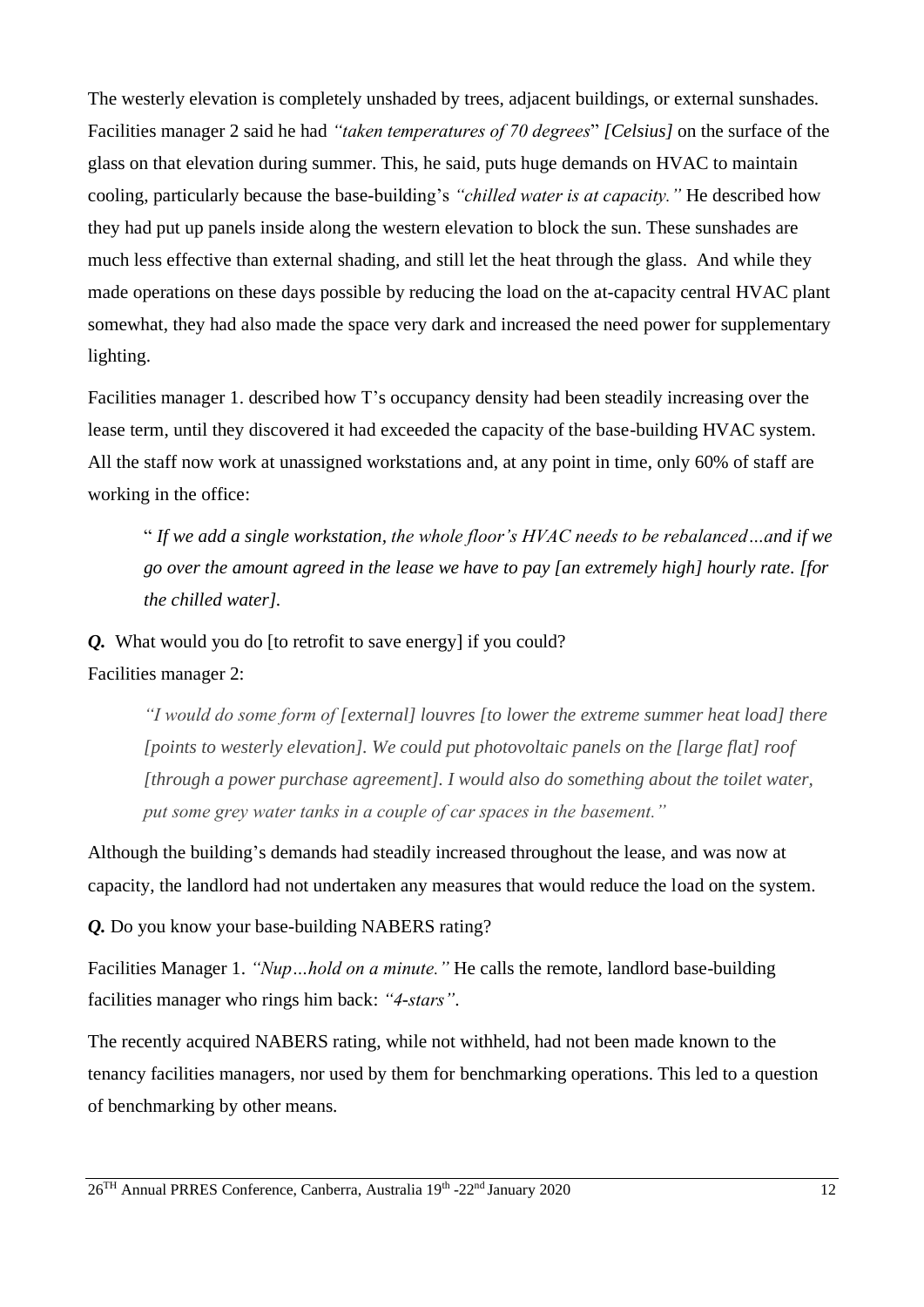The westerly elevation is completely unshaded by trees, adjacent buildings, or external sunshades. Facilities manager 2 said he had *"taken temperatures of 70 degrees"* *[Celsius]* on the surface of the glass on that elevation during summer. This, he said, puts huge demands on HVAC to maintain cooling, particularly because the base-building's *"chilled water is at capacity."* He described how they had put up panels inside along the western elevation to block the sun. These sunshades are much less effective than external shading, and still let the heat through the glass. And while they made operations on these days possible by reducing the load on the at-capacity central HVAC plant somewhat, they had also made the space very dark and increased the need power for supplementary lighting.

Facilities manager 1. described how T's occupancy density had been steadily increasing over the lease term, until they discovered it had exceeded the capacity of the base-building HVAC system. All the staff now work at unassigned workstations and, at any point in time, only 60% of staff are working in the office:

> " *If we add a single workstation, the whole floor's HVAC needs to be rebalanced…and if we go over the amount agreed in the lease we have to pay [an extremely high] hourly rate. [for the chilled water].*

***Q.*** What would you do [to retrofit to save energy] if you could?

Facilities manager 2:

> *"I would do some form of [external] louvres [to lower the extreme summer heat load] there [points to westerly elevation]. We could put photovoltaic panels on the [large flat] roof [through a power purchase agreement]. I would also do something about the toilet water, put some grey water tanks in a couple of car spaces in the basement."*

Although the building's demands had steadily increased throughout the lease, and was now at capacity, the landlord had not undertaken any measures that would reduce the load on the system.

***Q.*** Do you know your base-building NABERS rating?

Facilities Manager 1. *"Nup…hold on a minute."* He calls the remote, landlord base-building facilities manager who rings him back: *"4-stars"*.

The recently acquired NABERS rating, while not withheld, had not been made known to the tenancy facilities managers, nor used by them for benchmarking operations. This led to a question of benchmarking by other means.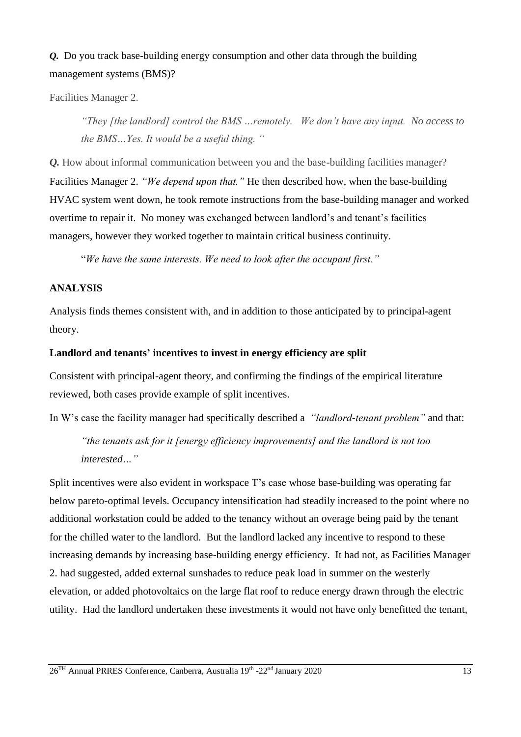***Q.*** Do you track base-building energy consumption and other data through the building management systems (BMS)?

Facilities Manager 2.

> *"They [the landlord] control the BMS …remotely. We don't have any input. No access to the BMS…Yes. It would be a useful thing. "*

***Q.*** How about informal communication between you and the base-building facilities manager? Facilities Manager 2. *"We depend upon that."* He then described how, when the base-building HVAC system went down, he took remote instructions from the base-building manager and worked overtime to repair it. No money was exchanged between landlord's and tenant's facilities managers, however they worked together to maintain critical business continuity.

> "*We have the same interests. We need to look after the occupant first."*

**ANALYSIS**

Analysis finds themes consistent with, and in addition to those anticipated by to principal-agent theory.

**Landlord and tenants' incentives to invest in energy efficiency are split**

Consistent with principal-agent theory, and confirming the findings of the empirical literature reviewed, both cases provide example of split incentives.

In W's case the facility manager had specifically described a *"landlord-tenant problem"* and that:

> *"the tenants ask for it [energy efficiency improvements] and the landlord is not too interested…"*

Split incentives were also evident in workspace T's case whose base-building was operating far below pareto-optimal levels. Occupancy intensification had steadily increased to the point where no additional workstation could be added to the tenancy without an overage being paid by the tenant for the chilled water to the landlord. But the landlord lacked any incentive to respond to these increasing demands by increasing base-building energy efficiency. It had not, as Facilities Manager 2. had suggested, added external sunshades to reduce peak load in summer on the westerly elevation, or added photovoltaics on the large flat roof to reduce energy drawn through the electric utility. Had the landlord undertaken these investments it would not have only benefitted the tenant,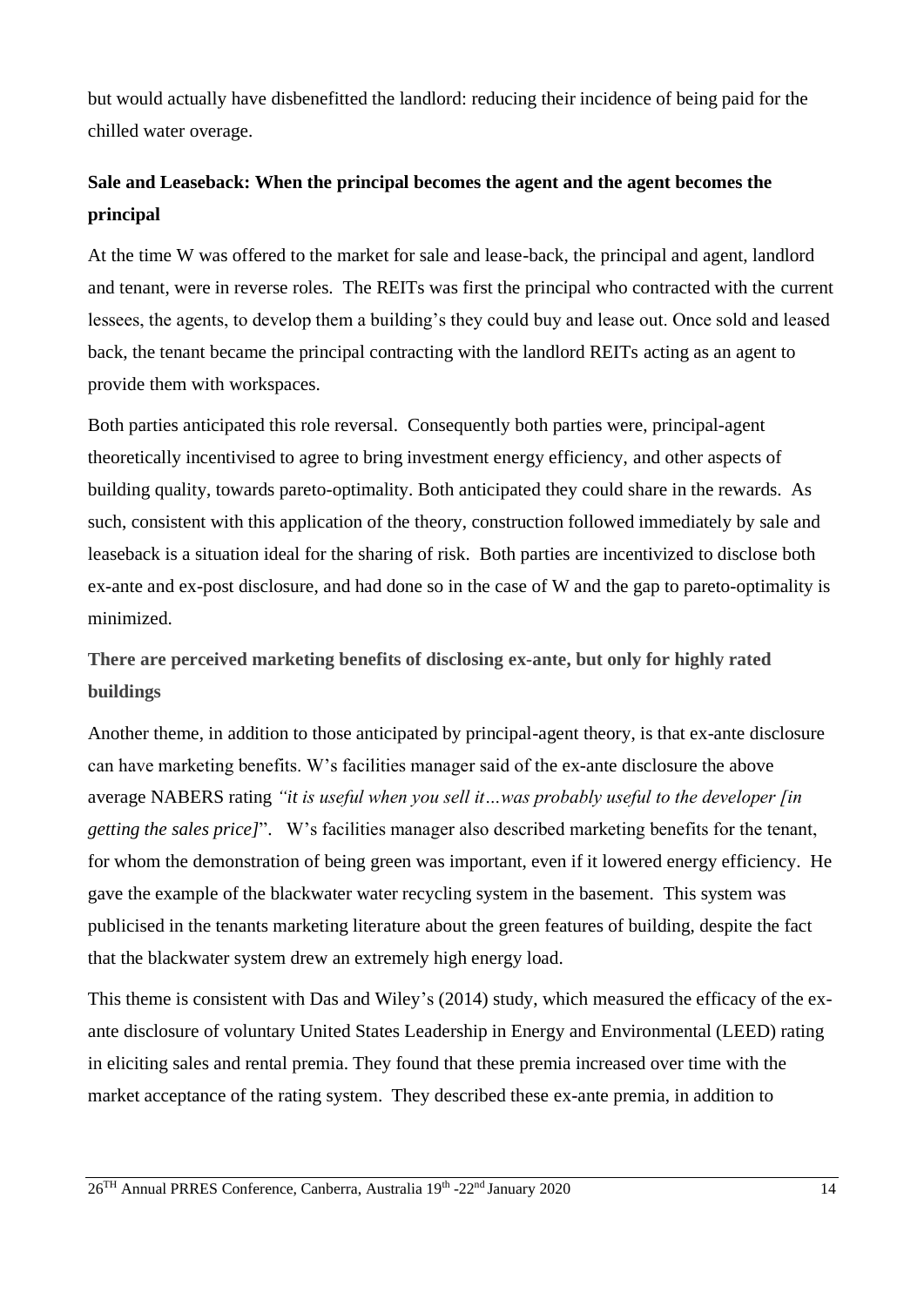but would actually have disbenefitted the landlord: reducing their incidence of being paid for the chilled water overage.

## Sale and Leaseback: When the principal becomes the agent and the agent becomes the principal

At the time W was offered to the market for sale and lease-back, the principal and agent, landlord and tenant, were in reverse roles. The REITs was first the principal who contracted with the current lessees, the agents, to develop them a building's they could buy and lease out. Once sold and leased back, the tenant became the principal contracting with the landlord REITs acting as an agent to provide them with workspaces.

Both parties anticipated this role reversal. Consequently both parties were, principal-agent theoretically incentivised to agree to bring investment energy efficiency, and other aspects of building quality, towards pareto-optimality. Both anticipated they could share in the rewards. As such, consistent with this application of the theory, construction followed immediately by sale and leaseback is a situation ideal for the sharing of risk. Both parties are incentivized to disclose both ex-ante and ex-post disclosure, and had done so in the case of W and the gap to pareto-optimality is minimized.

## There are perceived marketing benefits of disclosing ex-ante, but only for highly rated buildings

Another theme, in addition to those anticipated by principal-agent theory, is that ex-ante disclosure can have marketing benefits. W's facilities manager said of the ex-ante disclosure the above average NABERS rating *"it is useful when you sell it…was probably useful to the developer [in getting the sales price]*". W's facilities manager also described marketing benefits for the tenant, for whom the demonstration of being green was important, even if it lowered energy efficiency. He gave the example of the blackwater water recycling system in the basement. This system was publicised in the tenants marketing literature about the green features of building, despite the fact that the blackwater system drew an extremely high energy load.

This theme is consistent with Das and Wiley's (2014) study, which measured the efficacy of the ex-ante disclosure of voluntary United States Leadership in Energy and Environmental (LEED) rating in eliciting sales and rental premia. They found that these premia increased over time with the market acceptance of the rating system. They described these ex-ante premia, in addition to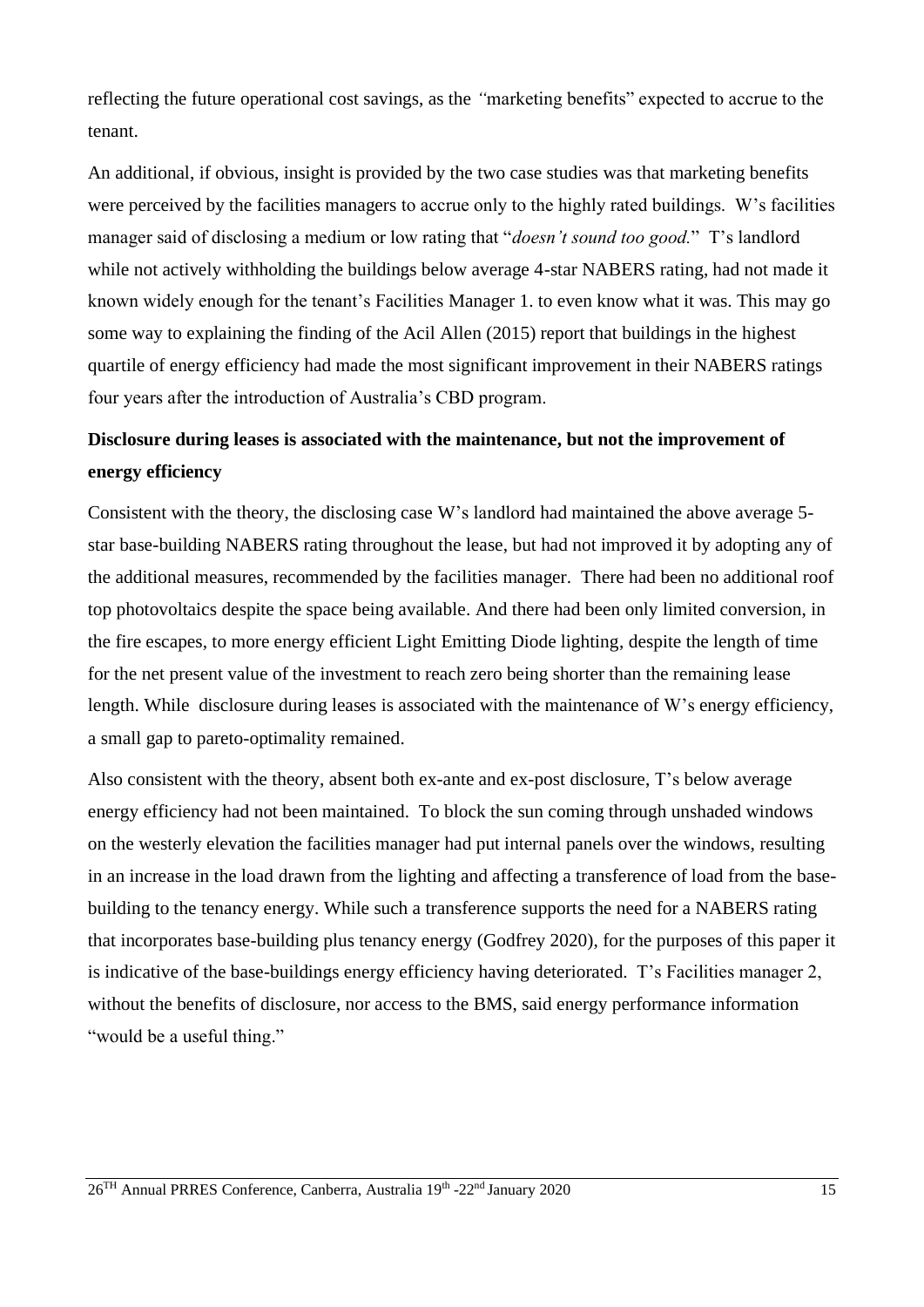reflecting the future operational cost savings, as the *"*marketing benefits" expected to accrue to the tenant.

An additional, if obvious, insight is provided by the two case studies was that marketing benefits were perceived by the facilities managers to accrue only to the highly rated buildings. W's facilities manager said of disclosing a medium or low rating that "*doesn't sound too good.*" T's landlord while not actively withholding the buildings below average 4-star NABERS rating, had not made it known widely enough for the tenant's Facilities Manager 1. to even know what it was. This may go some way to explaining the finding of the Acil Allen (2015) report that buildings in the highest quartile of energy efficiency had made the most significant improvement in their NABERS ratings four years after the introduction of Australia's CBD program.

**Disclosure during leases is associated with the maintenance, but not the improvement of energy efficiency**

Consistent with the theory, the disclosing case W's landlord had maintained the above average 5-star base-building NABERS rating throughout the lease, but had not improved it by adopting any of the additional measures, recommended by the facilities manager. There had been no additional roof top photovoltaics despite the space being available. And there had been only limited conversion, in the fire escapes, to more energy efficient Light Emitting Diode lighting, despite the length of time for the net present value of the investment to reach zero being shorter than the remaining lease length. While disclosure during leases is associated with the maintenance of W's energy efficiency, a small gap to pareto-optimality remained.

Also consistent with the theory, absent both ex-ante and ex-post disclosure, T's below average energy efficiency had not been maintained. To block the sun coming through unshaded windows on the westerly elevation the facilities manager had put internal panels over the windows, resulting in an increase in the load drawn from the lighting and affecting a transference of load from the base-building to the tenancy energy. While such a transference supports the need for a NABERS rating that incorporates base-building plus tenancy energy (Godfrey 2020), for the purposes of this paper it is indicative of the base-buildings energy efficiency having deteriorated. T's Facilities manager 2, without the benefits of disclosure, nor access to the BMS, said energy performance information "would be a useful thing."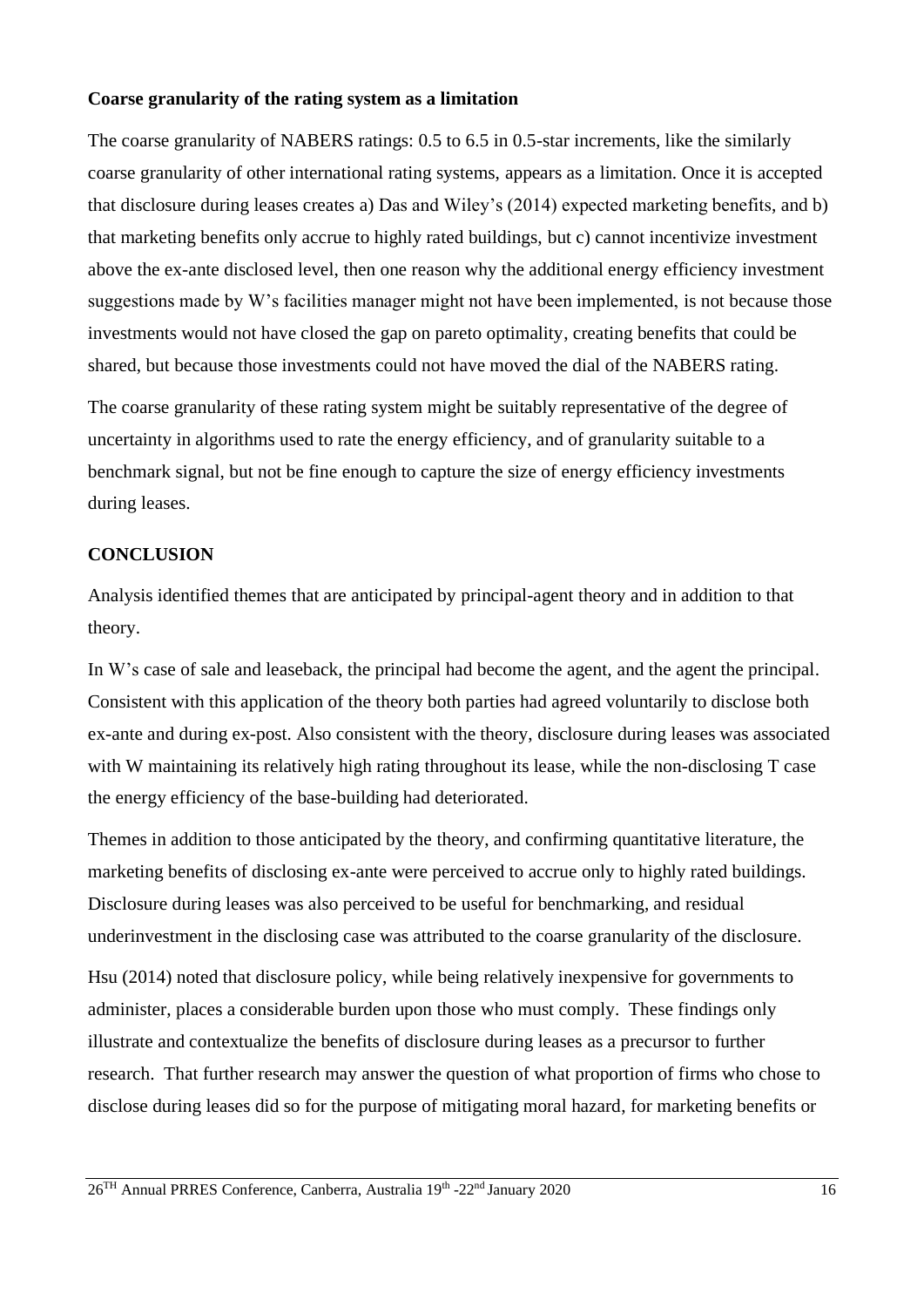**Coarse granularity of the rating system as a limitation**

The coarse granularity of NABERS ratings: 0.5 to 6.5 in 0.5-star increments, like the similarly coarse granularity of other international rating systems, appears as a limitation. Once it is accepted that disclosure during leases creates a) Das and Wiley's (2014) expected marketing benefits, and b) that marketing benefits only accrue to highly rated buildings, but c) cannot incentivize investment above the ex-ante disclosed level, then one reason why the additional energy efficiency investment suggestions made by W's facilities manager might not have been implemented, is not because those investments would not have closed the gap on pareto optimality, creating benefits that could be shared, but because those investments could not have moved the dial of the NABERS rating.

The coarse granularity of these rating system might be suitably representative of the degree of uncertainty in algorithms used to rate the energy efficiency, and of granularity suitable to a benchmark signal, but not be fine enough to capture the size of energy efficiency investments during leases.

**CONCLUSION**

Analysis identified themes that are anticipated by principal-agent theory and in addition to that theory.

In W's case of sale and leaseback, the principal had become the agent, and the agent the principal. Consistent with this application of the theory both parties had agreed voluntarily to disclose both ex-ante and during ex-post. Also consistent with the theory, disclosure during leases was associated with W maintaining its relatively high rating throughout its lease, while the non-disclosing T case the energy efficiency of the base-building had deteriorated.

Themes in addition to those anticipated by the theory, and confirming quantitative literature, the marketing benefits of disclosing ex-ante were perceived to accrue only to highly rated buildings. Disclosure during leases was also perceived to be useful for benchmarking, and residual underinvestment in the disclosing case was attributed to the coarse granularity of the disclosure.

Hsu (2014) noted that disclosure policy, while being relatively inexpensive for governments to administer, places a considerable burden upon those who must comply. These findings only illustrate and contextualize the benefits of disclosure during leases as a precursor to further research. That further research may answer the question of what proportion of firms who chose to disclose during leases did so for the purpose of mitigating moral hazard, for marketing benefits or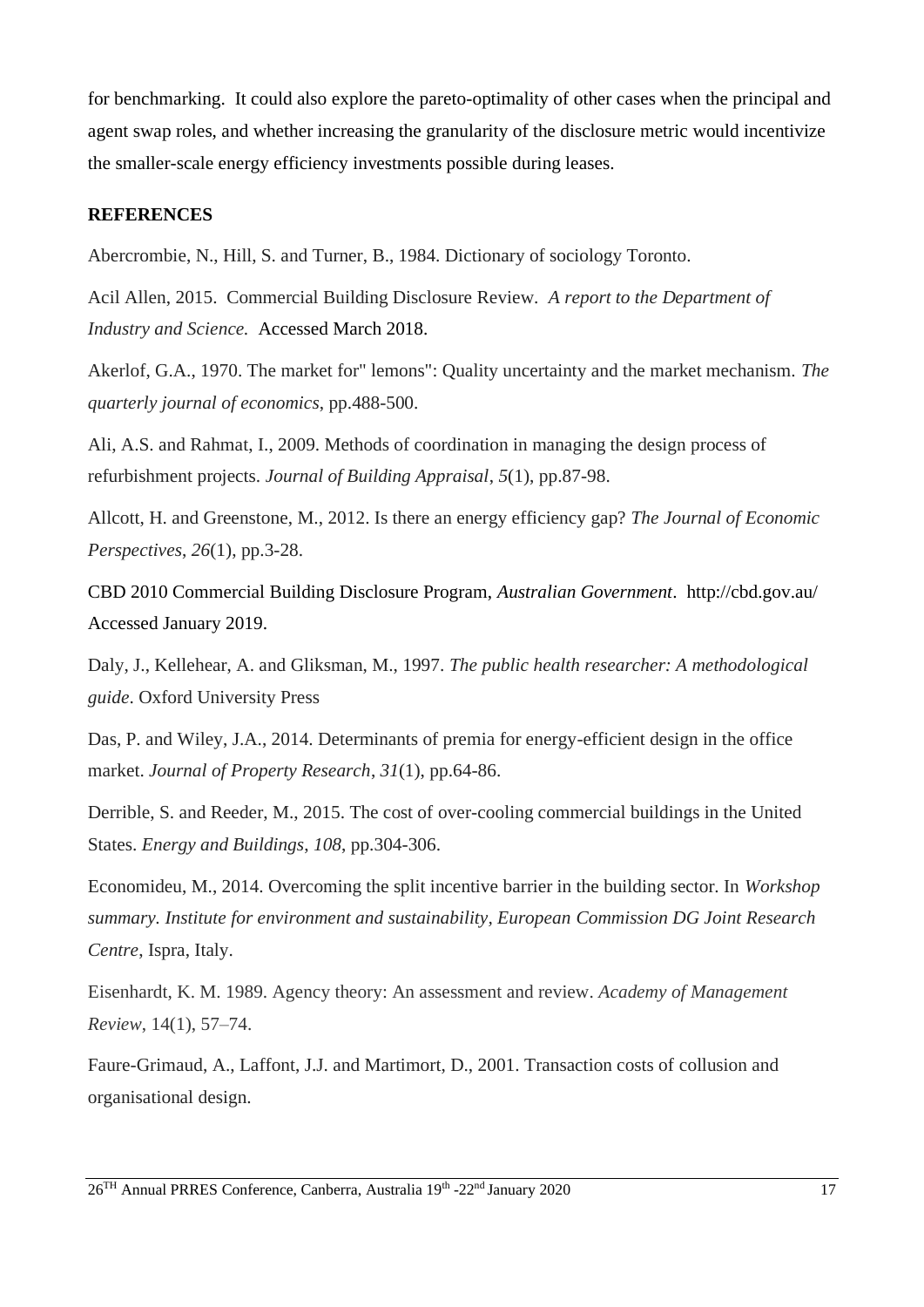for benchmarking. It could also explore the pareto-optimality of other cases when the principal and agent swap roles, and whether increasing the granularity of the disclosure metric would incentivize the smaller-scale energy efficiency investments possible during leases.

## REFERENCES

Abercrombie, N., Hill, S. and Turner, B., 1984. Dictionary of sociology Toronto.

Acil Allen, 2015. Commercial Building Disclosure Review. *A report to the Department of Industry and Science.* Accessed March 2018.

Akerlof, G.A., 1970. The market for" lemons": Quality uncertainty and the market mechanism. *The quarterly journal of economics*, pp.488-500.

Ali, A.S. and Rahmat, I., 2009. Methods of coordination in managing the design process of refurbishment projects. *Journal of Building Appraisal*, *5*(1), pp.87-98.

Allcott, H. and Greenstone, M., 2012. Is there an energy efficiency gap? *The Journal of Economic Perspectives*, *26*(1), pp.3-28.

CBD 2010 Commercial Building Disclosure Program, *Australian Government*. http://cbd.gov.au/ Accessed January 2019.

Daly, J., Kellehear, A. and Gliksman, M., 1997. *The public health researcher: A methodological guide*. Oxford University Press

Das, P. and Wiley, J.A., 2014. Determinants of premia for energy-efficient design in the office market. *Journal of Property Research*, *31*(1), pp.64-86.

Derrible, S. and Reeder, M., 2015. The cost of over-cooling commercial buildings in the United States. *Energy and Buildings*, *108*, pp.304-306.

Economideu, M., 2014. Overcoming the split incentive barrier in the building sector. In *Workshop summary. Institute for environment and sustainability, European Commission DG Joint Research Centre*, Ispra, Italy.

Eisenhardt, K. M. 1989. Agency theory: An assessment and review. *Academy of Management Review*, 14(1), 57–74.

Faure-Grimaud, A., Laffont, J.J. and Martimort, D., 2001. Transaction costs of collusion and organisational design.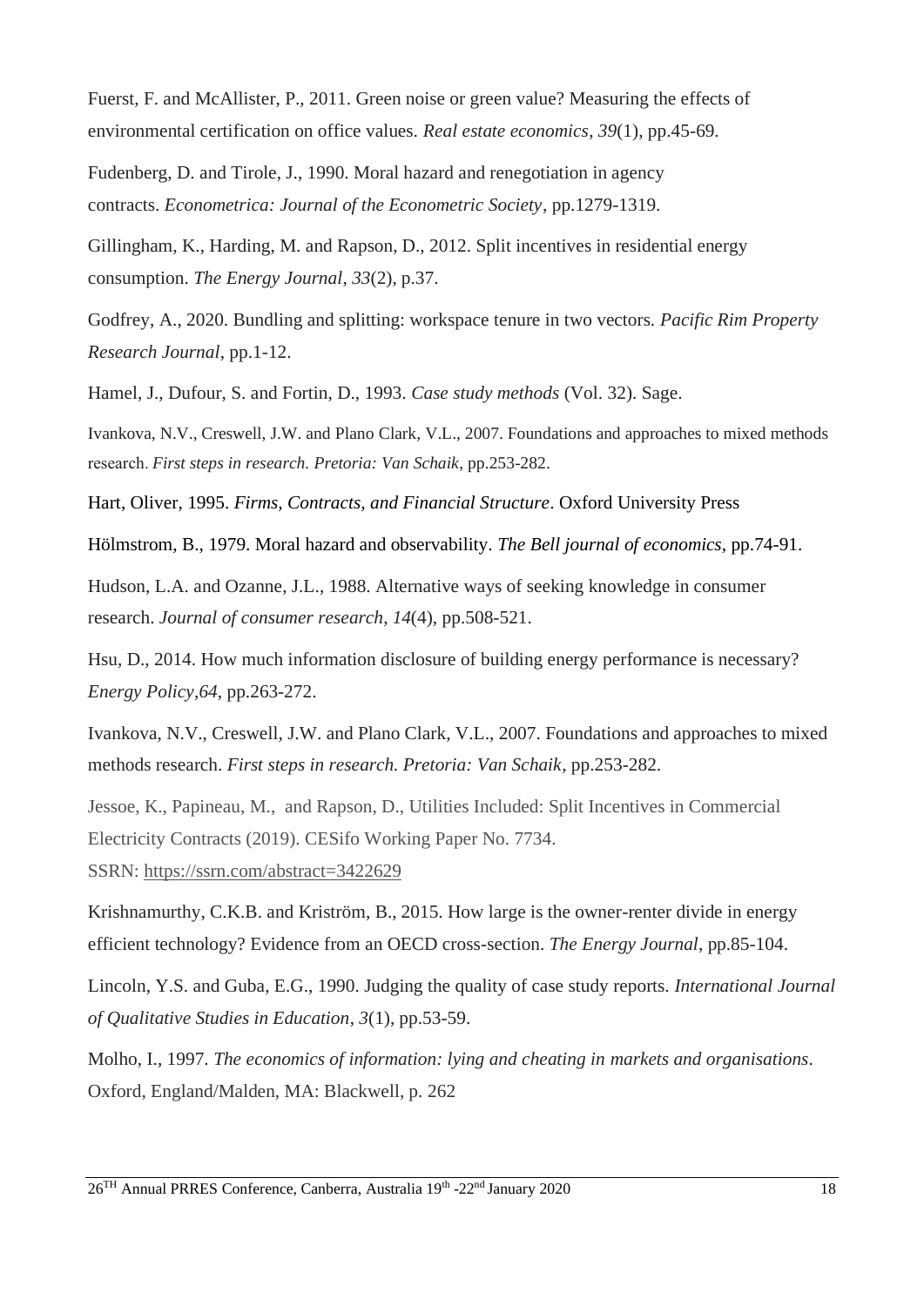Fuerst, F. and McAllister, P., 2011. Green noise or green value? Measuring the effects of environmental certification on office values. *Real estate economics*, *39*(1), pp.45-69.

Fudenberg, D. and Tirole, J., 1990. Moral hazard and renegotiation in agency contracts. *Econometrica: Journal of the Econometric Society*, pp.1279-1319.

Gillingham, K., Harding, M. and Rapson, D., 2012. Split incentives in residential energy consumption. *The Energy Journal*, *33*(2), p.37.

Godfrey, A., 2020. Bundling and splitting: workspace tenure in two vectors. *Pacific Rim Property Research Journal*, pp.1-12.

Hamel, J., Dufour, S. and Fortin, D., 1993. *Case study methods* (Vol. 32). Sage.

Ivankova, N.V., Creswell, J.W. and Plano Clark, V.L., 2007. Foundations and approaches to mixed methods research. *First steps in research. Pretoria: Van Schaik*, pp.253-282.

Hart, Oliver, 1995. *Firms, Contracts, and Financial Structure*. Oxford University Press

Hölmstrom, B., 1979. Moral hazard and observability. *The Bell journal of economics*, pp.74-91.

Hudson, L.A. and Ozanne, J.L., 1988. Alternative ways of seeking knowledge in consumer research. *Journal of consumer research*, *14*(4), pp.508-521.

Hsu, D., 2014. How much information disclosure of building energy performance is necessary? *Energy Policy,64*, pp.263-272.

Ivankova, N.V., Creswell, J.W. and Plano Clark, V.L., 2007. Foundations and approaches to mixed methods research. *First steps in research. Pretoria: Van Schaik*, pp.253-282.

Jessoe, K., Papineau, M., and Rapson, D., Utilities Included: Split Incentives in Commercial Electricity Contracts (2019). CESifo Working Paper No. 7734.
SSRN: https://ssrn.com/abstract=3422629

Krishnamurthy, C.K.B. and Kriström, B., 2015. How large is the owner-renter divide in energy efficient technology? Evidence from an OECD cross-section. *The Energy Journal*, pp.85-104.

Lincoln, Y.S. and Guba, E.G., 1990. Judging the quality of case study reports. *International Journal of Qualitative Studies in Education*, *3*(1), pp.53-59.

Molho, I., 1997. *The economics of information: lying and cheating in markets and organisations*. Oxford, England/Malden, MA: Blackwell, p. 262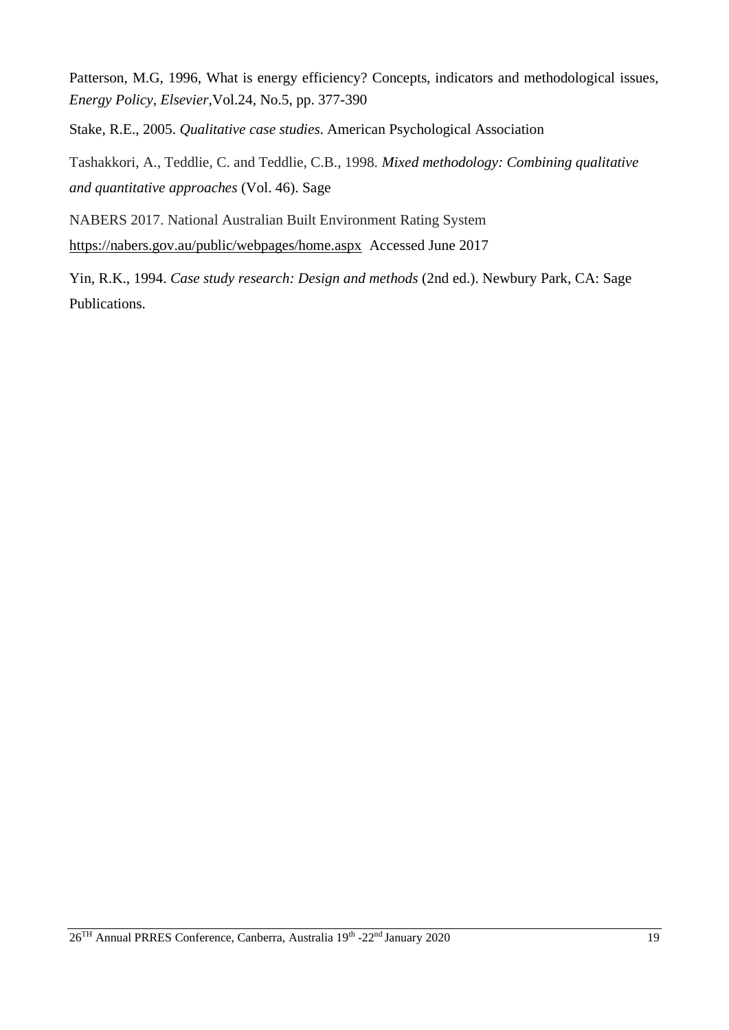Patterson, M.G, 1996, What is energy efficiency? Concepts, indicators and methodological issues, *Energy Policy, Elsevier*,Vol.24, No.5, pp. 377-390

Stake, R.E., 2005. *Qualitative case studies.* American Psychological Association

Tashakkori, A., Teddlie, C. and Teddlie, C.B., 1998. *Mixed methodology: Combining qualitative and quantitative approaches* (Vol. 46). Sage

NABERS 2017. National Australian Built Environment Rating System https://nabers.gov.au/public/webpages/home.aspx Accessed June 2017

Yin, R.K., 1994. *Case study research: Design and methods* (2nd ed.). Newbury Park, CA: Sage Publications.